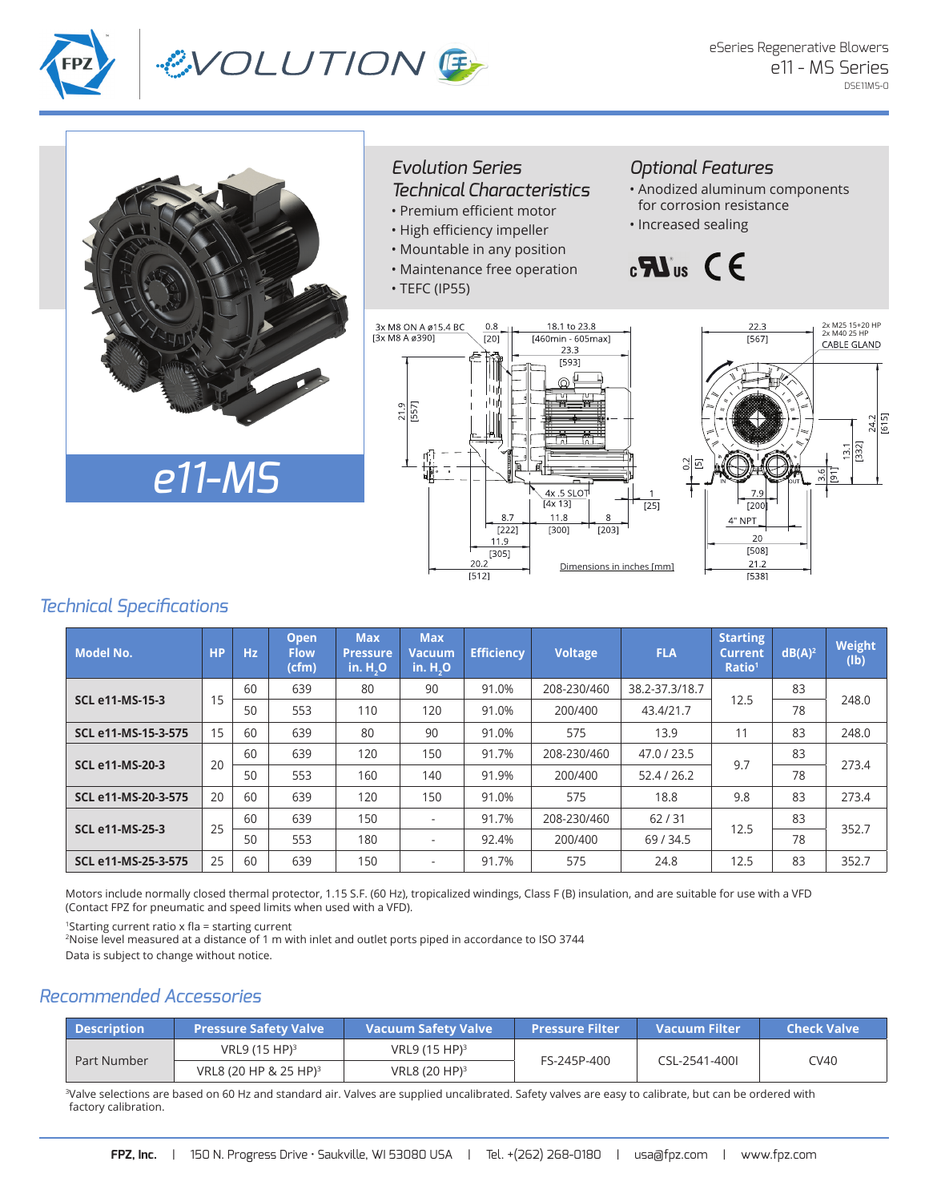eSeries Regenerative Blowers
e11 - MS Series
DSE11MS-0

# e11-MS

## Evolution Series Technical Characteristics

- Premium efficient motor
- High efficiency impeller
- Mountable in any position
- Maintenance free operation
- TEFC (IP55)

## Optional Features

- Anodized aluminum components for corrosion resistance
- Increased sealing

Dimensions in inches [mm]

## Technical Specifications

| Model No. | HP | Hz | Open Flow (cfm) | Max Pressure in. $H_2O$ | Max Vacuum in. $H_2O$ | Efficiency | Voltage | FLA | Starting Current Ratio[1] | dB(A)[2] | Weight (lb) |
|---|---|---|---|---|---|---|---|---|---|---|---|
| SCL e11-MS-15-3 | 15 | 60 | 639 | 80 | 90 | 91.0% | 208-230/460 | 38.2-37.3/18.7 | 12.5 | 83 | 248.0 |
| | | 50 | 553 | 110 | 120 | 91.0% | 200/400 | 43.4/21.7 | | 78 | |
| SCL e11-MS-15-3-575 | 15 | 60 | 639 | 80 | 90 | 91.0% | 575 | 13.9 | 11 | 83 | 248.0 |
| SCL e11-MS-20-3 | 20 | 60 | 639 | 120 | 150 | 91.7% | 208-230/460 | 47.0 / 23.5 | 9.7 | 83 | 273.4 |
| | | 50 | 553 | 160 | 140 | 91.9% | 200/400 | 52.4 / 26.2 | | 78 | |
| SCL e11-MS-20-3-575 | 20 | 60 | 639 | 120 | 150 | 91.0% | 575 | 18.8 | 9.8 | 83 | 273.4 |
| SCL e11-MS-25-3 | 25 | 60 | 639 | 150 | - | 91.7% | 208-230/460 | 62 / 31 | 12.5 | 83 | 352.7 |
| | | 50 | 553 | 180 | - | 92.4% | 200/400 | 69 / 34.5 | | 78 | |
| SCL e11-MS-25-3-575 | 25 | 60 | 639 | 150 | - | 91.7% | 575 | 24.8 | 12.5 | 83 | 352.7 |

Motors include normally closed thermal protector, 1.15 S.F. (60 Hz), tropicalized windings, Class F (B) insulation, and are suitable for use with a VFD (Contact FPZ for pneumatic and speed limits when used with a VFD).

[1]Starting current ratio x fla = starting current
[2]Noise level measured at a distance of 1 m with inlet and outlet ports piped in accordance to ISO 3744
Data is subject to change without notice.

## Recommended Accessories

| Description | Pressure Safety Valve | Vacuum Safety Valve | Pressure Filter | Vacuum Filter | Check Valve |
|---|---|---|---|---|---|
| Part Number | VRL9 (15 HP)[3] | VRL9 (15 HP)[3] | FS-245P-400 | CSL-2541-400I | CV40 |
| | VRL8 (20 HP & 25 HP)[3] | VRL8 (20 HP)[3] | | | |

[3]Valve selections are based on 60 Hz and standard air. Valves are supplied uncalibrated. Safety valves are easy to calibrate, but can be ordered with factory calibration.

**FPZ, Inc.** | 150 N. Progress Drive · Saukville, WI 53080 USA | Tel. +(262) 268-0180 | usa@fpz.com | www.fpz.com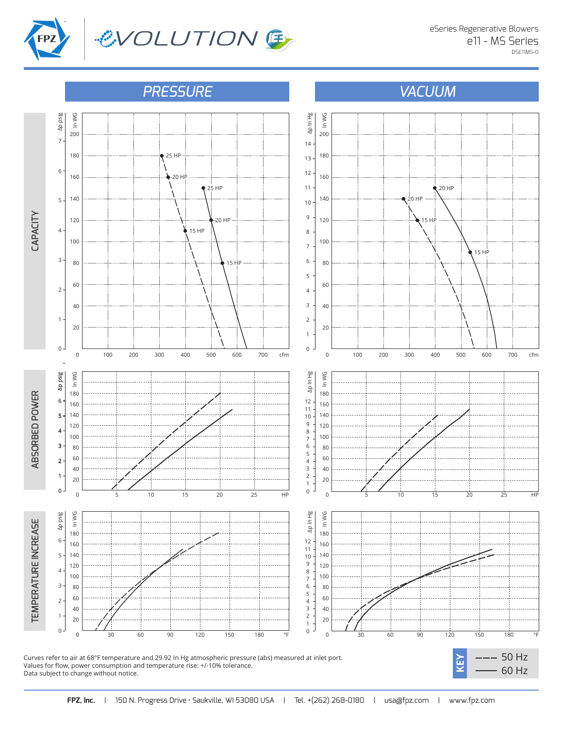eSeries Regenerative Blowers
e11 - MS Series
DSE11MS-0

## PRESSURE

## VACUUM

CAPACITY

Δp psig
In WG
0 1 2 3 4 5 6 7
0 20 40 60 80 100 120 140 160 180 200
0 100 200 300 400 500 600 700 cfm
25 HP
20 HP
15 HP
25 HP
20 HP
15 HP

Δp In Hg
In WG
0 1 2 3 4 5 6 7 8 9 10 11 12 13 14
0 20 40 60 80 100 120 140 160 180 200
0 100 200 300 400 500 600 700 cfm
20 HP
15 HP
20 HP
15 HP

ABSORBED POWER

Δp psig
In WG
0 1 2 3 4 5 6
0 20 40 60 80 100 120 140 160 180
0 5 10 15 20 25 HP

Δp In Hg
In WG
0 1 2 3 4 5 6 7 8 9 10 11 12
0 20 40 60 80 100 120 140 160 180
0 5 10 15 20 25 HP

TEMPERATURE INCREASE

Δp psig
In WG
0 1 2 3 4 5 6
0 20 40 60 80 100 120 140 160 180
0 30 60 90 120 150 180 °F

Δp In Hg
In WG
0 1 2 3 4 5 6 7 8 9 10 11 12
0 20 40 60 80 100 120 140 160 180
0 30 60 90 120 150 180 °F

Curves refer to air at 68°F temperature and 29.92 In Hg atmospheric pressure (abs) measured at inlet port.
Values for flow, power consumption and temperature rise: +/-10% tolerance.
Data subject to change without notice.

KEY
– – – 50 Hz
—— 60 Hz

**FPZ, Inc.** | 150 N. Progress Drive · Saukville, WI 53080 USA | Tel. +(262) 268-0180 | usa@fpz.com | www.fpz.com